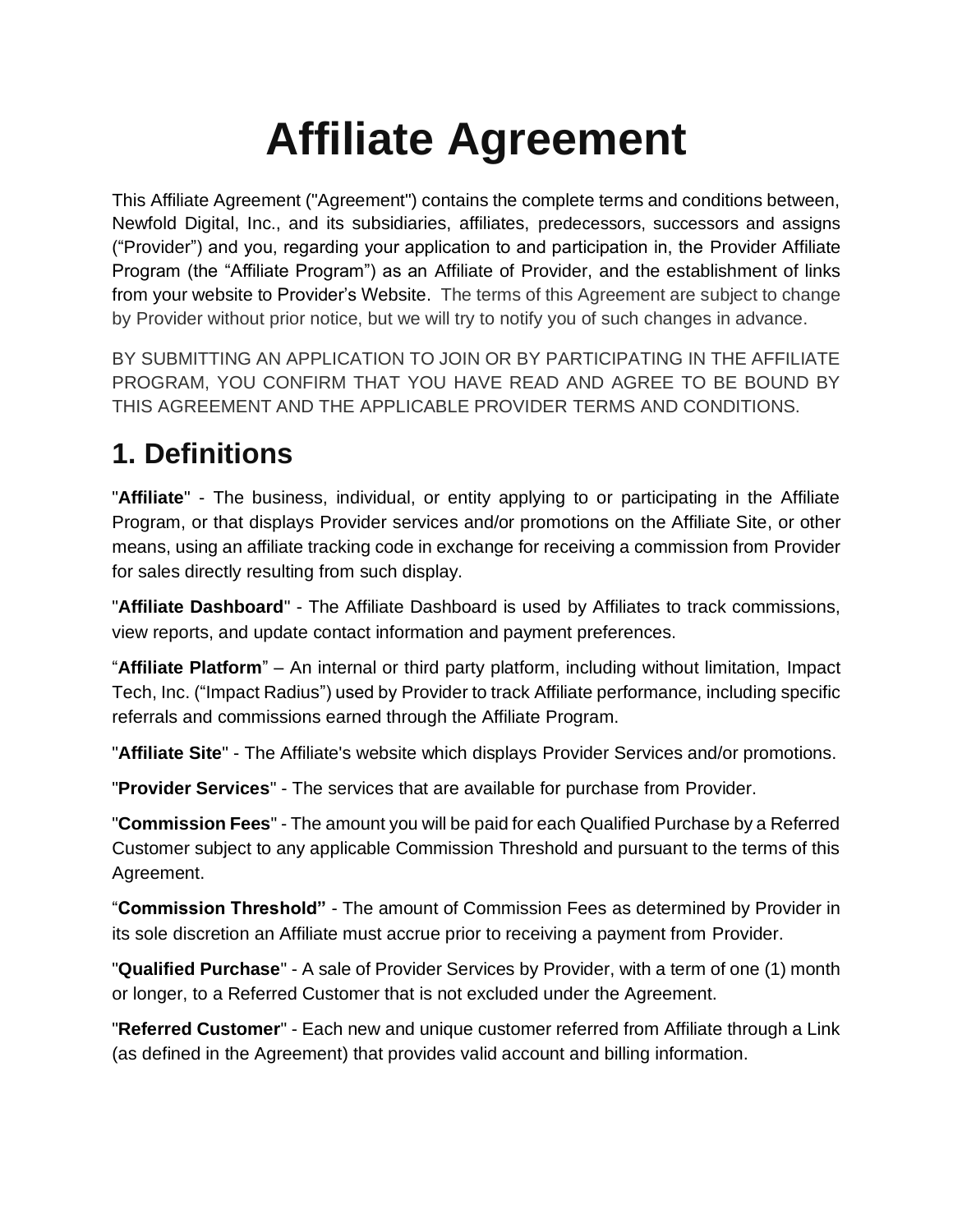# Affiliate Agreement

This Affiliate Agreement ("Agreement") contains the complete terms and conditions between, Newfold Digital, Inc., and its subsidiaries, affiliates, predecessors, successors and assigns ("Provider") and you, regarding your application to and participation in, the Provider Affiliate Program (the "Affiliate Program") as an Affiliate of Provider, and the establishment of links from your website to Provider's Website. The terms of this Agreement are subject to change by Provider without prior notice, but we will try to notify you of such changes in advance.

BY SUBMITTING AN APPLICATION TO JOIN OR BY PARTICIPATING IN THE AFFILIATE PROGRAM, YOU CONFIRM THAT YOU HAVE READ AND AGREE TO BE BOUND BY THIS AGREEMENT AND THE APPLICABLE PROVIDER TERMS AND CONDITIONS.

## 1. Definitions

"**Affiliate**" - The business, individual, or entity applying to or participating in the Affiliate Program, or that displays Provider services and/or promotions on the Affiliate Site, or other means, using an affiliate tracking code in exchange for receiving a commission from Provider for sales directly resulting from such display.

"**Affiliate Dashboard**" - The Affiliate Dashboard is used by Affiliates to track commissions, view reports, and update contact information and payment preferences.

"**Affiliate Platform**" – An internal or third party platform, including without limitation, Impact Tech, Inc. ("Impact Radius") used by Provider to track Affiliate performance, including specific referrals and commissions earned through the Affiliate Program.

"**Affiliate Site**" - The Affiliate's website which displays Provider Services and/or promotions.

"**Provider Services**" - The services that are available for purchase from Provider.

"**Commission Fees**" - The amount you will be paid for each Qualified Purchase by a Referred Customer subject to any applicable Commission Threshold and pursuant to the terms of this Agreement.

"**Commission Threshold"** - The amount of Commission Fees as determined by Provider in its sole discretion an Affiliate must accrue prior to receiving a payment from Provider.

"**Qualified Purchase**" - A sale of Provider Services by Provider, with a term of one (1) month or longer, to a Referred Customer that is not excluded under the Agreement.

"**Referred Customer**" - Each new and unique customer referred from Affiliate through a Link (as defined in the Agreement) that provides valid account and billing information.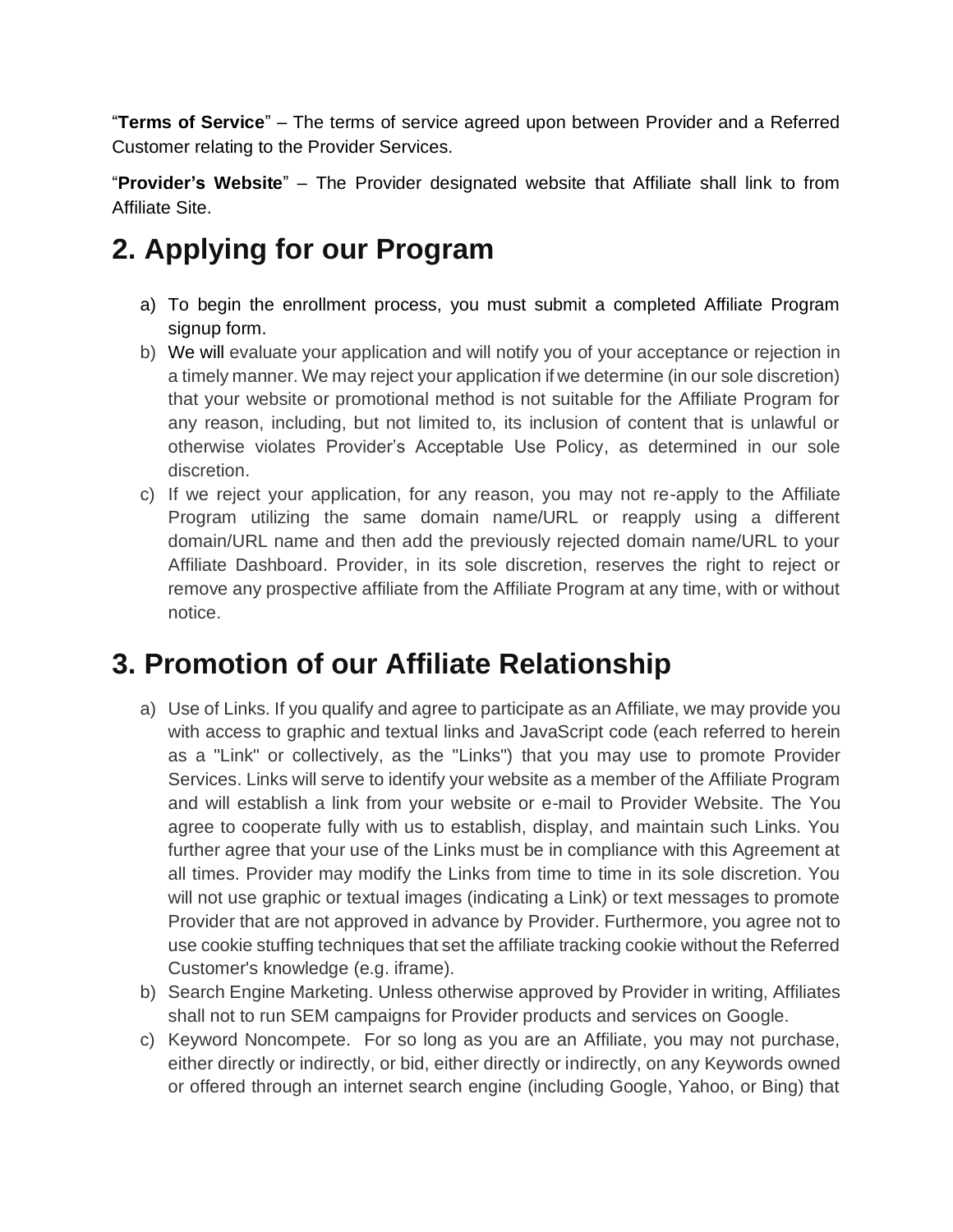"**Terms of Service**" – The terms of service agreed upon between Provider and a Referred Customer relating to the Provider Services.

"**Provider's Website**" – The Provider designated website that Affiliate shall link to from Affiliate Site.

# 2. Applying for our Program

a) To begin the enrollment process, you must submit a completed Affiliate Program signup form.

b) We will evaluate your application and will notify you of your acceptance or rejection in a timely manner. We may reject your application if we determine (in our sole discretion) that your website or promotional method is not suitable for the Affiliate Program for any reason, including, but not limited to, its inclusion of content that is unlawful or otherwise violates Provider's Acceptable Use Policy, as determined in our sole discretion.

c) If we reject your application, for any reason, you may not re-apply to the Affiliate Program utilizing the same domain name/URL or reapply using a different domain/URL name and then add the previously rejected domain name/URL to your Affiliate Dashboard. Provider, in its sole discretion, reserves the right to reject or remove any prospective affiliate from the Affiliate Program at any time, with or without notice.

# 3. Promotion of our Affiliate Relationship

a) Use of Links. If you qualify and agree to participate as an Affiliate, we may provide you with access to graphic and textual links and JavaScript code (each referred to herein as a "Link" or collectively, as the "Links") that you may use to promote Provider Services. Links will serve to identify your website as a member of the Affiliate Program and will establish a link from your website or e-mail to Provider Website. The You agree to cooperate fully with us to establish, display, and maintain such Links. You further agree that your use of the Links must be in compliance with this Agreement at all times. Provider may modify the Links from time to time in its sole discretion. You will not use graphic or textual images (indicating a Link) or text messages to promote Provider that are not approved in advance by Provider. Furthermore, you agree not to use cookie stuffing techniques that set the affiliate tracking cookie without the Referred Customer's knowledge (e.g. iframe).

b) Search Engine Marketing. Unless otherwise approved by Provider in writing, Affiliates shall not to run SEM campaigns for Provider products and services on Google.

c) Keyword Noncompete. For so long as you are an Affiliate, you may not purchase, either directly or indirectly, or bid, either directly or indirectly, on any Keywords owned or offered through an internet search engine (including Google, Yahoo, or Bing) that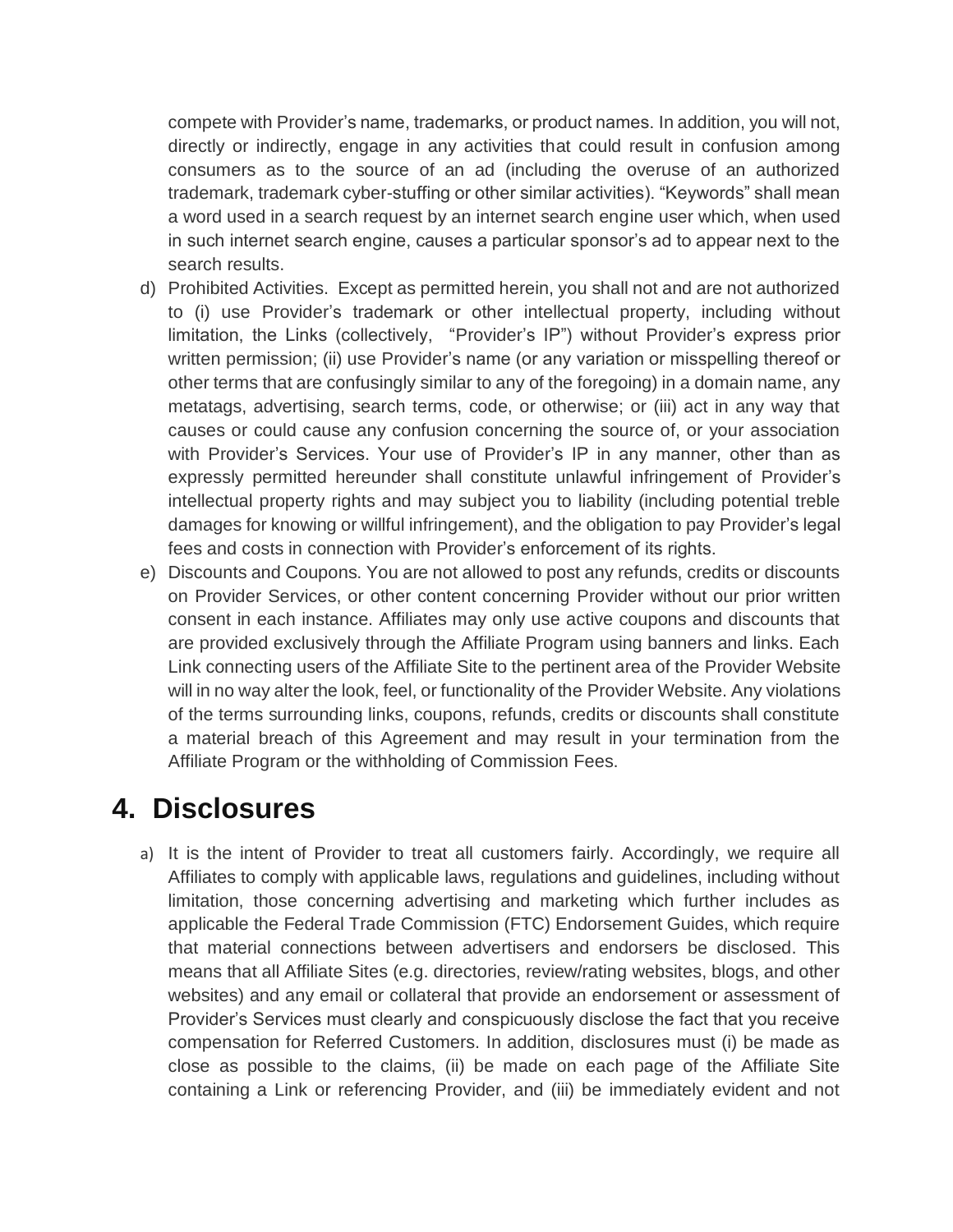compete with Provider's name, trademarks, or product names. In addition, you will not, directly or indirectly, engage in any activities that could result in confusion among consumers as to the source of an ad (including the overuse of an authorized trademark, trademark cyber-stuffing or other similar activities). "Keywords" shall mean a word used in a search request by an internet search engine user which, when used in such internet search engine, causes a particular sponsor's ad to appear next to the search results.

d) Prohibited Activities. Except as permitted herein, you shall not and are not authorized to (i) use Provider's trademark or other intellectual property, including without limitation, the Links (collectively, "Provider's IP") without Provider's express prior written permission; (ii) use Provider's name (or any variation or misspelling thereof or other terms that are confusingly similar to any of the foregoing) in a domain name, any metatags, advertising, search terms, code, or otherwise; or (iii) act in any way that causes or could cause any confusion concerning the source of, or your association with Provider's Services. Your use of Provider's IP in any manner, other than as expressly permitted hereunder shall constitute unlawful infringement of Provider's intellectual property rights and may subject you to liability (including potential treble damages for knowing or willful infringement), and the obligation to pay Provider's legal fees and costs in connection with Provider's enforcement of its rights.

e) Discounts and Coupons. You are not allowed to post any refunds, credits or discounts on Provider Services, or other content concerning Provider without our prior written consent in each instance. Affiliates may only use active coupons and discounts that are provided exclusively through the Affiliate Program using banners and links. Each Link connecting users of the Affiliate Site to the pertinent area of the Provider Website will in no way alter the look, feel, or functionality of the Provider Website. Any violations of the terms surrounding links, coupons, refunds, credits or discounts shall constitute a material breach of this Agreement and may result in your termination from the Affiliate Program or the withholding of Commission Fees.

# 4. Disclosures

a) It is the intent of Provider to treat all customers fairly. Accordingly, we require all Affiliates to comply with applicable laws, regulations and guidelines, including without limitation, those concerning advertising and marketing which further includes as applicable the Federal Trade Commission (FTC) Endorsement Guides, which require that material connections between advertisers and endorsers be disclosed. This means that all Affiliate Sites (e.g. directories, review/rating websites, blogs, and other websites) and any email or collateral that provide an endorsement or assessment of Provider's Services must clearly and conspicuously disclose the fact that you receive compensation for Referred Customers. In addition, disclosures must (i) be made as close as possible to the claims, (ii) be made on each page of the Affiliate Site containing a Link or referencing Provider, and (iii) be immediately evident and not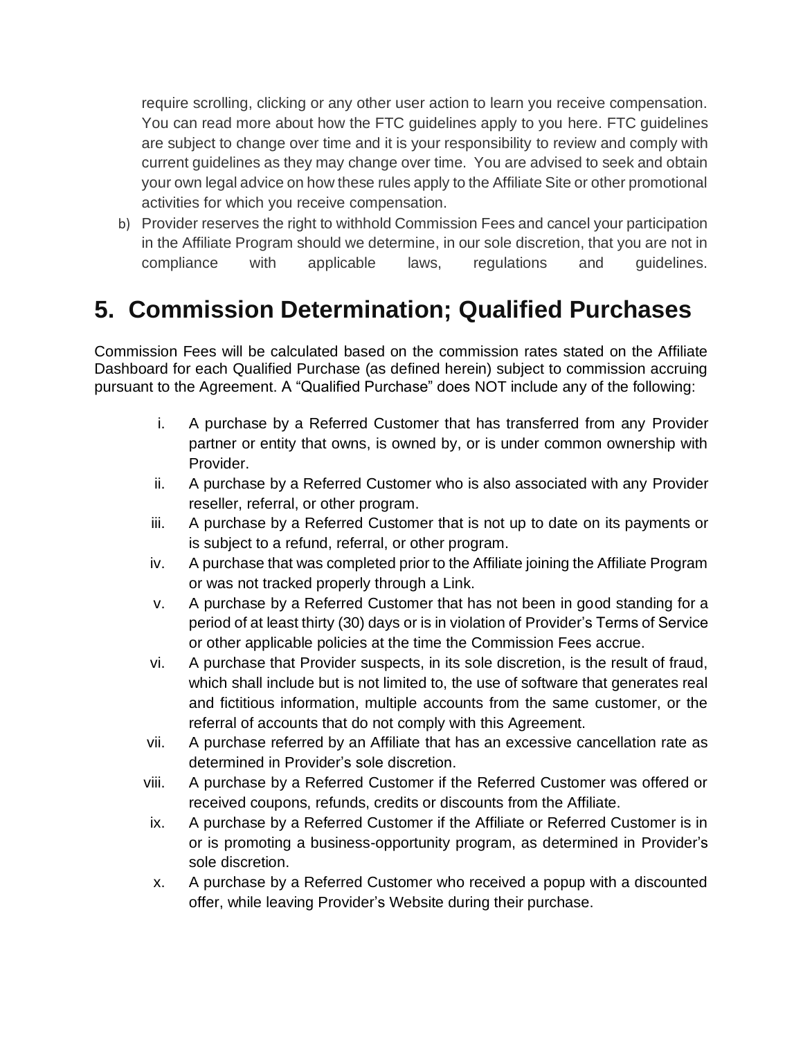require scrolling, clicking or any other user action to learn you receive compensation. You can read more about how the FTC guidelines apply to you here. FTC guidelines are subject to change over time and it is your responsibility to review and comply with current guidelines as they may change over time. You are advised to seek and obtain your own legal advice on how these rules apply to the Affiliate Site or other promotional activities for which you receive compensation.

b) Provider reserves the right to withhold Commission Fees and cancel your participation in the Affiliate Program should we determine, in our sole discretion, that you are not in compliance with applicable laws, regulations and guidelines.

## 5. Commission Determination; Qualified Purchases

Commission Fees will be calculated based on the commission rates stated on the Affiliate Dashboard for each Qualified Purchase (as defined herein) subject to commission accruing pursuant to the Agreement. A "Qualified Purchase" does NOT include any of the following:

i. A purchase by a Referred Customer that has transferred from any Provider partner or entity that owns, is owned by, or is under common ownership with Provider.

ii. A purchase by a Referred Customer who is also associated with any Provider reseller, referral, or other program.

iii. A purchase by a Referred Customer that is not up to date on its payments or is subject to a refund, referral, or other program.

iv. A purchase that was completed prior to the Affiliate joining the Affiliate Program or was not tracked properly through a Link.

v. A purchase by a Referred Customer that has not been in good standing for a period of at least thirty (30) days or is in violation of Provider's Terms of Service or other applicable policies at the time the Commission Fees accrue.

vi. A purchase that Provider suspects, in its sole discretion, is the result of fraud, which shall include but is not limited to, the use of software that generates real and fictitious information, multiple accounts from the same customer, or the referral of accounts that do not comply with this Agreement.

vii. A purchase referred by an Affiliate that has an excessive cancellation rate as determined in Provider's sole discretion.

viii. A purchase by a Referred Customer if the Referred Customer was offered or received coupons, refunds, credits or discounts from the Affiliate.

ix. A purchase by a Referred Customer if the Affiliate or Referred Customer is in or is promoting a business-opportunity program, as determined in Provider's sole discretion.

x. A purchase by a Referred Customer who received a popup with a discounted offer, while leaving Provider's Website during their purchase.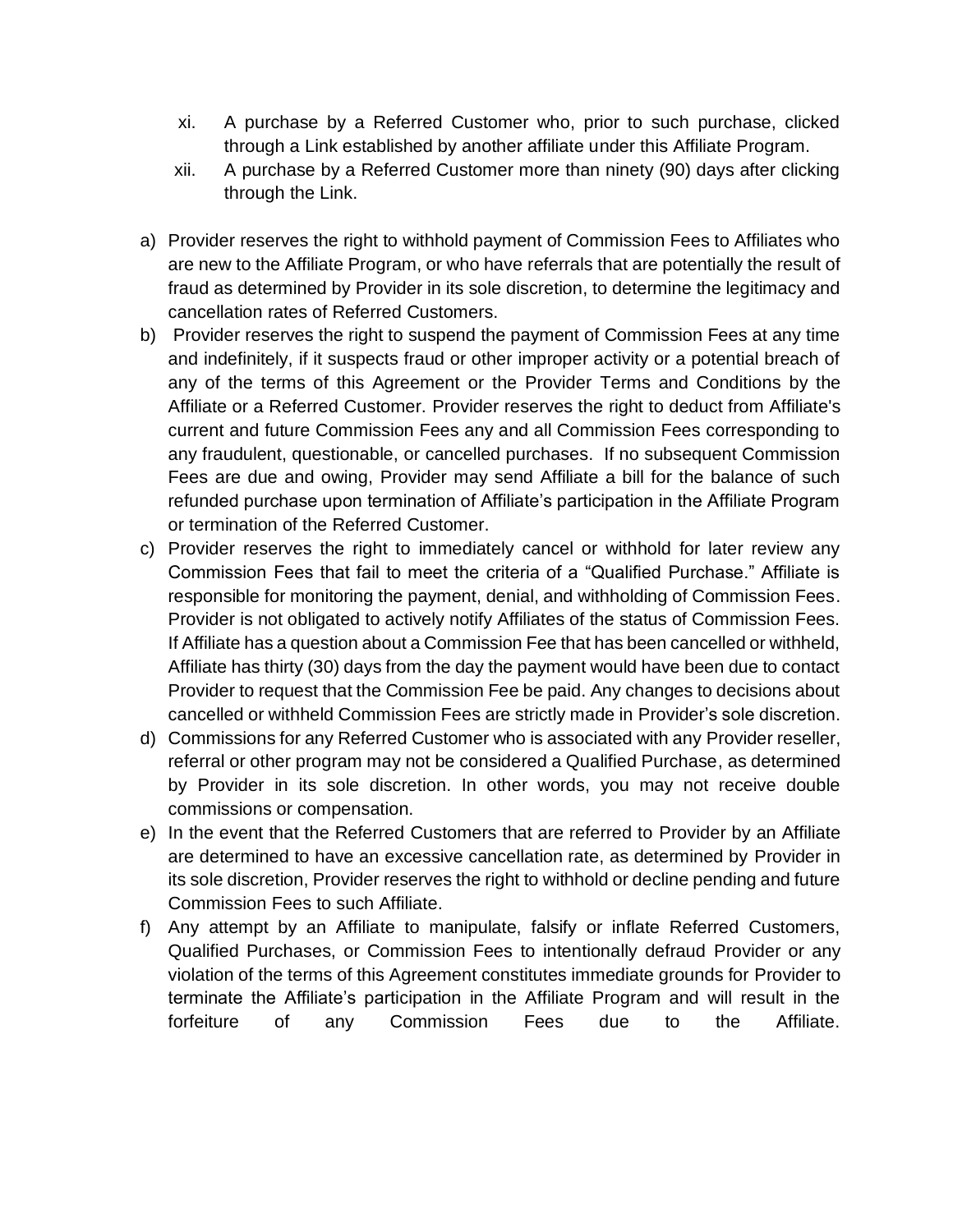xi. A purchase by a Referred Customer who, prior to such purchase, clicked through a Link established by another affiliate under this Affiliate Program.

xii. A purchase by a Referred Customer more than ninety (90) days after clicking through the Link.

a) Provider reserves the right to withhold payment of Commission Fees to Affiliates who are new to the Affiliate Program, or who have referrals that are potentially the result of fraud as determined by Provider in its sole discretion, to determine the legitimacy and cancellation rates of Referred Customers.

b) Provider reserves the right to suspend the payment of Commission Fees at any time and indefinitely, if it suspects fraud or other improper activity or a potential breach of any of the terms of this Agreement or the Provider Terms and Conditions by the Affiliate or a Referred Customer. Provider reserves the right to deduct from Affiliate's current and future Commission Fees any and all Commission Fees corresponding to any fraudulent, questionable, or cancelled purchases. If no subsequent Commission Fees are due and owing, Provider may send Affiliate a bill for the balance of such refunded purchase upon termination of Affiliate's participation in the Affiliate Program or termination of the Referred Customer.

c) Provider reserves the right to immediately cancel or withhold for later review any Commission Fees that fail to meet the criteria of a "Qualified Purchase." Affiliate is responsible for monitoring the payment, denial, and withholding of Commission Fees. Provider is not obligated to actively notify Affiliates of the status of Commission Fees. If Affiliate has a question about a Commission Fee that has been cancelled or withheld, Affiliate has thirty (30) days from the day the payment would have been due to contact Provider to request that the Commission Fee be paid. Any changes to decisions about cancelled or withheld Commission Fees are strictly made in Provider's sole discretion.

d) Commissions for any Referred Customer who is associated with any Provider reseller, referral or other program may not be considered a Qualified Purchase, as determined by Provider in its sole discretion. In other words, you may not receive double commissions or compensation.

e) In the event that the Referred Customers that are referred to Provider by an Affiliate are determined to have an excessive cancellation rate, as determined by Provider in its sole discretion, Provider reserves the right to withhold or decline pending and future Commission Fees to such Affiliate.

f) Any attempt by an Affiliate to manipulate, falsify or inflate Referred Customers, Qualified Purchases, or Commission Fees to intentionally defraud Provider or any violation of the terms of this Agreement constitutes immediate grounds for Provider to terminate the Affiliate's participation in the Affiliate Program and will result in the forfeiture of any Commission Fees due to the Affiliate.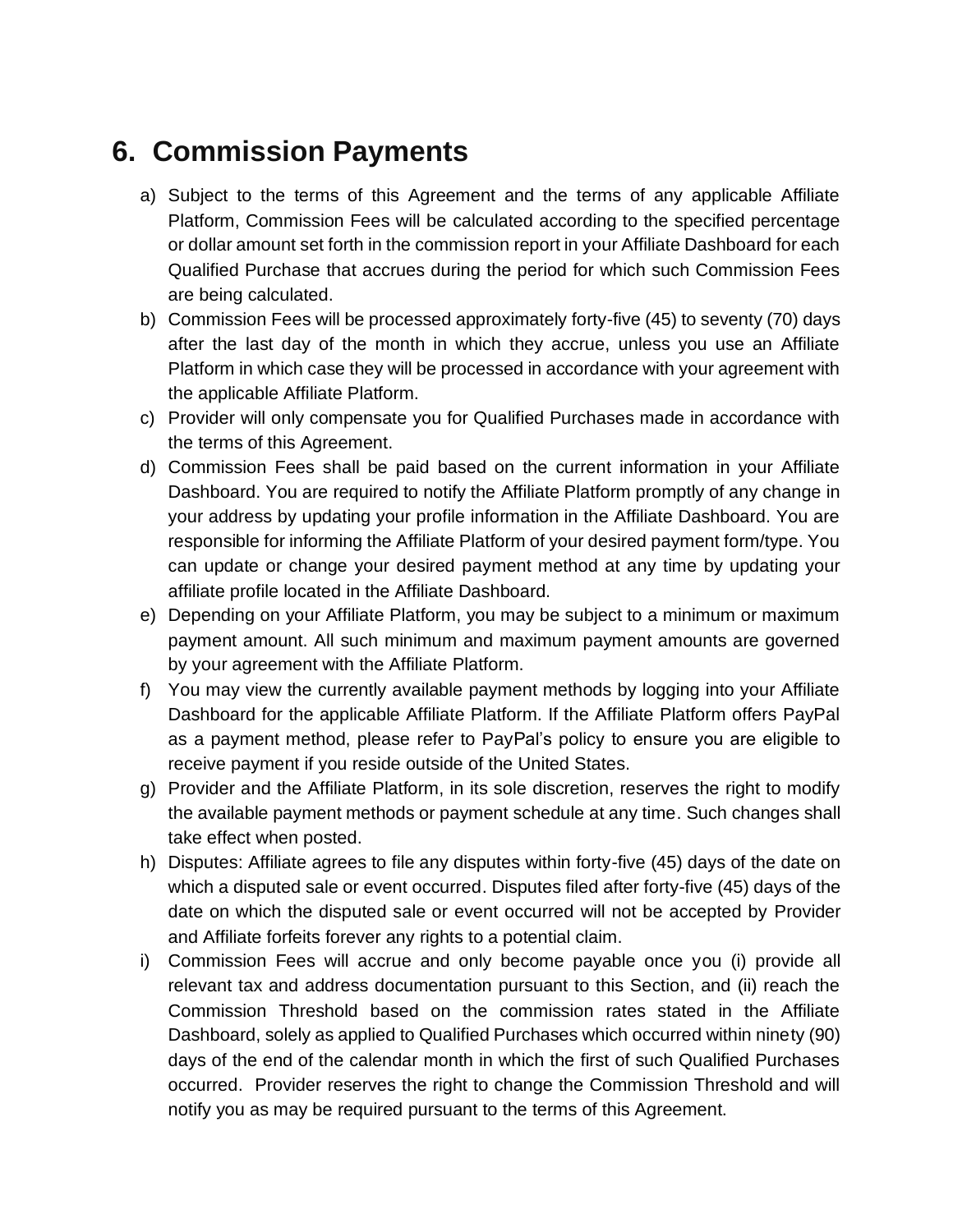# 6. Commission Payments

a) Subject to the terms of this Agreement and the terms of any applicable Affiliate Platform, Commission Fees will be calculated according to the specified percentage or dollar amount set forth in the commission report in your Affiliate Dashboard for each Qualified Purchase that accrues during the period for which such Commission Fees are being calculated.

b) Commission Fees will be processed approximately forty-five (45) to seventy (70) days after the last day of the month in which they accrue, unless you use an Affiliate Platform in which case they will be processed in accordance with your agreement with the applicable Affiliate Platform.

c) Provider will only compensate you for Qualified Purchases made in accordance with the terms of this Agreement.

d) Commission Fees shall be paid based on the current information in your Affiliate Dashboard. You are required to notify the Affiliate Platform promptly of any change in your address by updating your profile information in the Affiliate Dashboard. You are responsible for informing the Affiliate Platform of your desired payment form/type. You can update or change your desired payment method at any time by updating your affiliate profile located in the Affiliate Dashboard.

e) Depending on your Affiliate Platform, you may be subject to a minimum or maximum payment amount. All such minimum and maximum payment amounts are governed by your agreement with the Affiliate Platform.

f) You may view the currently available payment methods by logging into your Affiliate Dashboard for the applicable Affiliate Platform. If the Affiliate Platform offers PayPal as a payment method, please refer to PayPal's policy to ensure you are eligible to receive payment if you reside outside of the United States.

g) Provider and the Affiliate Platform, in its sole discretion, reserves the right to modify the available payment methods or payment schedule at any time. Such changes shall take effect when posted.

h) Disputes: Affiliate agrees to file any disputes within forty-five (45) days of the date on which a disputed sale or event occurred. Disputes filed after forty-five (45) days of the date on which the disputed sale or event occurred will not be accepted by Provider and Affiliate forfeits forever any rights to a potential claim.

i) Commission Fees will accrue and only become payable once you (i) provide all relevant tax and address documentation pursuant to this Section, and (ii) reach the Commission Threshold based on the commission rates stated in the Affiliate Dashboard, solely as applied to Qualified Purchases which occurred within ninety (90) days of the end of the calendar month in which the first of such Qualified Purchases occurred. Provider reserves the right to change the Commission Threshold and will notify you as may be required pursuant to the terms of this Agreement.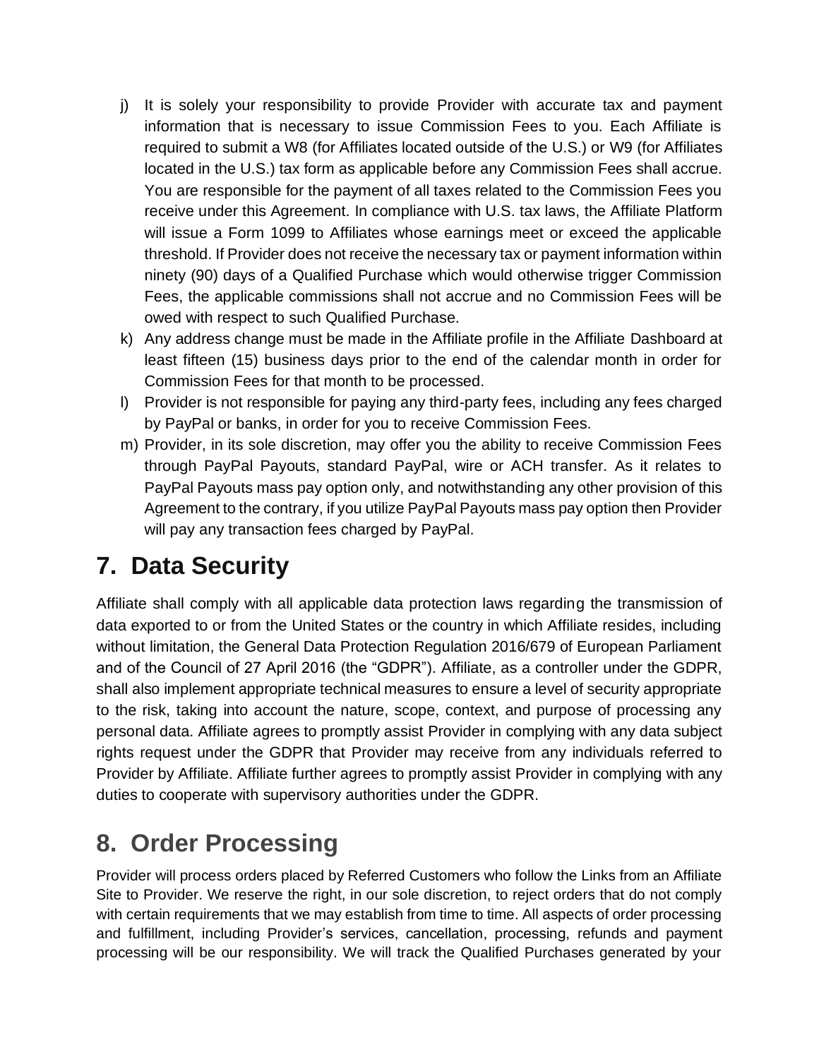j) It is solely your responsibility to provide Provider with accurate tax and payment information that is necessary to issue Commission Fees to you. Each Affiliate is required to submit a W8 (for Affiliates located outside of the U.S.) or W9 (for Affiliates located in the U.S.) tax form as applicable before any Commission Fees shall accrue. You are responsible for the payment of all taxes related to the Commission Fees you receive under this Agreement. In compliance with U.S. tax laws, the Affiliate Platform will issue a Form 1099 to Affiliates whose earnings meet or exceed the applicable threshold. If Provider does not receive the necessary tax or payment information within ninety (90) days of a Qualified Purchase which would otherwise trigger Commission Fees, the applicable commissions shall not accrue and no Commission Fees will be owed with respect to such Qualified Purchase.

k) Any address change must be made in the Affiliate profile in the Affiliate Dashboard at least fifteen (15) business days prior to the end of the calendar month in order for Commission Fees for that month to be processed.

l) Provider is not responsible for paying any third-party fees, including any fees charged by PayPal or banks, in order for you to receive Commission Fees.

m) Provider, in its sole discretion, may offer you the ability to receive Commission Fees through PayPal Payouts, standard PayPal, wire or ACH transfer. As it relates to PayPal Payouts mass pay option only, and notwithstanding any other provision of this Agreement to the contrary, if you utilize PayPal Payouts mass pay option then Provider will pay any transaction fees charged by PayPal.

# 7. Data Security

Affiliate shall comply with all applicable data protection laws regarding the transmission of data exported to or from the United States or the country in which Affiliate resides, including without limitation, the General Data Protection Regulation 2016/679 of European Parliament and of the Council of 27 April 2016 (the "GDPR"). Affiliate, as a controller under the GDPR, shall also implement appropriate technical measures to ensure a level of security appropriate to the risk, taking into account the nature, scope, context, and purpose of processing any personal data. Affiliate agrees to promptly assist Provider in complying with any data subject rights request under the GDPR that Provider may receive from any individuals referred to Provider by Affiliate. Affiliate further agrees to promptly assist Provider in complying with any duties to cooperate with supervisory authorities under the GDPR.

# 8. Order Processing

Provider will process orders placed by Referred Customers who follow the Links from an Affiliate Site to Provider. We reserve the right, in our sole discretion, to reject orders that do not comply with certain requirements that we may establish from time to time. All aspects of order processing and fulfillment, including Provider's services, cancellation, processing, refunds and payment processing will be our responsibility. We will track the Qualified Purchases generated by your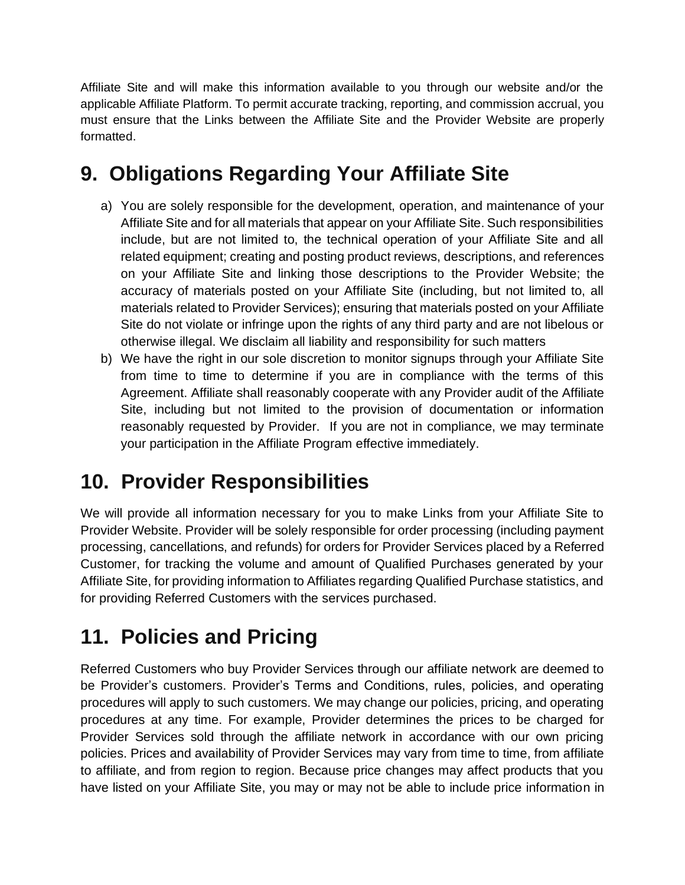Affiliate Site and will make this information available to you through our website and/or the applicable Affiliate Platform. To permit accurate tracking, reporting, and commission accrual, you must ensure that the Links between the Affiliate Site and the Provider Website are properly formatted.

## 9. Obligations Regarding Your Affiliate Site

a) You are solely responsible for the development, operation, and maintenance of your Affiliate Site and for all materials that appear on your Affiliate Site. Such responsibilities include, but are not limited to, the technical operation of your Affiliate Site and all related equipment; creating and posting product reviews, descriptions, and references on your Affiliate Site and linking those descriptions to the Provider Website; the accuracy of materials posted on your Affiliate Site (including, but not limited to, all materials related to Provider Services); ensuring that materials posted on your Affiliate Site do not violate or infringe upon the rights of any third party and are not libelous or otherwise illegal. We disclaim all liability and responsibility for such matters

b) We have the right in our sole discretion to monitor signups through your Affiliate Site from time to time to determine if you are in compliance with the terms of this Agreement. Affiliate shall reasonably cooperate with any Provider audit of the Affiliate Site, including but not limited to the provision of documentation or information reasonably requested by Provider. If you are not in compliance, we may terminate your participation in the Affiliate Program effective immediately.

## 10. Provider Responsibilities

We will provide all information necessary for you to make Links from your Affiliate Site to Provider Website. Provider will be solely responsible for order processing (including payment processing, cancellations, and refunds) for orders for Provider Services placed by a Referred Customer, for tracking the volume and amount of Qualified Purchases generated by your Affiliate Site, for providing information to Affiliates regarding Qualified Purchase statistics, and for providing Referred Customers with the services purchased.

## 11. Policies and Pricing

Referred Customers who buy Provider Services through our affiliate network are deemed to be Provider's customers. Provider's Terms and Conditions, rules, policies, and operating procedures will apply to such customers. We may change our policies, pricing, and operating procedures at any time. For example, Provider determines the prices to be charged for Provider Services sold through the affiliate network in accordance with our own pricing policies. Prices and availability of Provider Services may vary from time to time, from affiliate to affiliate, and from region to region. Because price changes may affect products that you have listed on your Affiliate Site, you may or may not be able to include price information in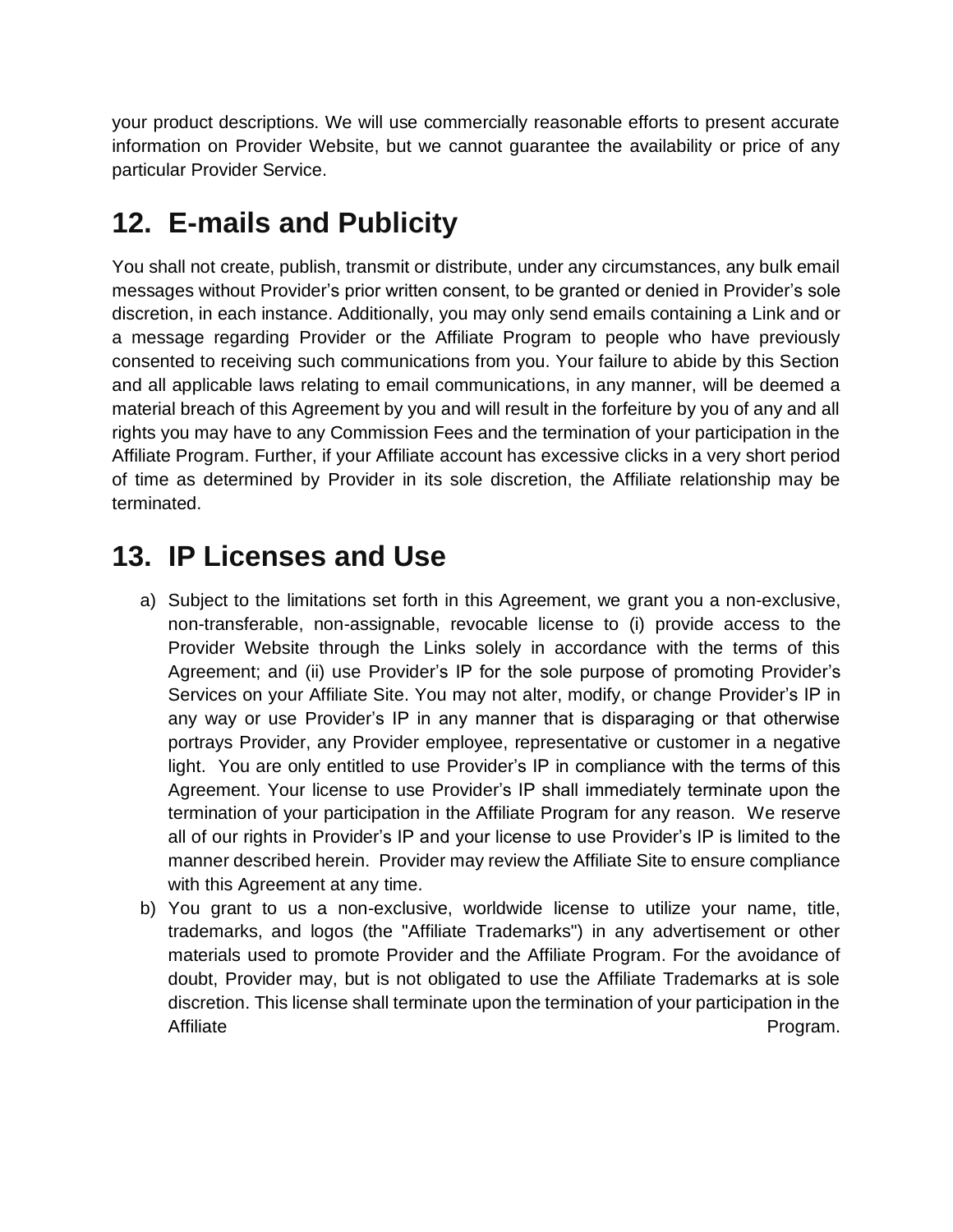your product descriptions. We will use commercially reasonable efforts to present accurate information on Provider Website, but we cannot guarantee the availability or price of any particular Provider Service.

## 12. E-mails and Publicity

You shall not create, publish, transmit or distribute, under any circumstances, any bulk email messages without Provider's prior written consent, to be granted or denied in Provider's sole discretion, in each instance. Additionally, you may only send emails containing a Link and or a message regarding Provider or the Affiliate Program to people who have previously consented to receiving such communications from you. Your failure to abide by this Section and all applicable laws relating to email communications, in any manner, will be deemed a material breach of this Agreement by you and will result in the forfeiture by you of any and all rights you may have to any Commission Fees and the termination of your participation in the Affiliate Program. Further, if your Affiliate account has excessive clicks in a very short period of time as determined by Provider in its sole discretion, the Affiliate relationship may be terminated.

## 13. IP Licenses and Use

a) Subject to the limitations set forth in this Agreement, we grant you a non-exclusive, non-transferable, non-assignable, revocable license to (i) provide access to the Provider Website through the Links solely in accordance with the terms of this Agreement; and (ii) use Provider's IP for the sole purpose of promoting Provider's Services on your Affiliate Site. You may not alter, modify, or change Provider's IP in any way or use Provider's IP in any manner that is disparaging or that otherwise portrays Provider, any Provider employee, representative or customer in a negative light. You are only entitled to use Provider's IP in compliance with the terms of this Agreement. Your license to use Provider's IP shall immediately terminate upon the termination of your participation in the Affiliate Program for any reason. We reserve all of our rights in Provider's IP and your license to use Provider's IP is limited to the manner described herein. Provider may review the Affiliate Site to ensure compliance with this Agreement at any time.

b) You grant to us a non-exclusive, worldwide license to utilize your name, title, trademarks, and logos (the "Affiliate Trademarks") in any advertisement or other materials used to promote Provider and the Affiliate Program. For the avoidance of doubt, Provider may, but is not obligated to use the Affiliate Trademarks at is sole discretion. This license shall terminate upon the termination of your participation in the Affiliate Program.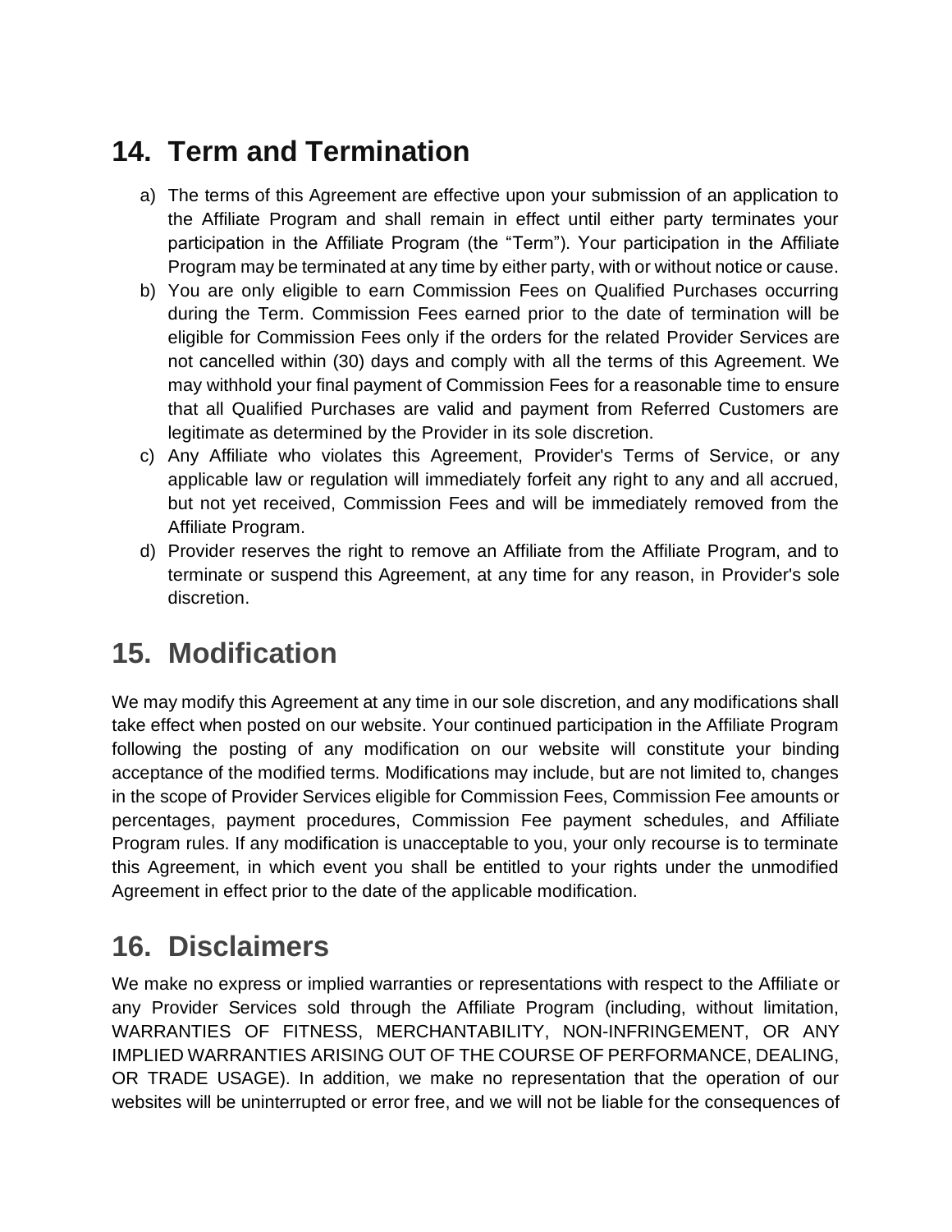## 14. Term and Termination

a) The terms of this Agreement are effective upon your submission of an application to the Affiliate Program and shall remain in effect until either party terminates your participation in the Affiliate Program (the "Term"). Your participation in the Affiliate Program may be terminated at any time by either party, with or without notice or cause.

b) You are only eligible to earn Commission Fees on Qualified Purchases occurring during the Term. Commission Fees earned prior to the date of termination will be eligible for Commission Fees only if the orders for the related Provider Services are not cancelled within (30) days and comply with all the terms of this Agreement. We may withhold your final payment of Commission Fees for a reasonable time to ensure that all Qualified Purchases are valid and payment from Referred Customers are legitimate as determined by the Provider in its sole discretion.

c) Any Affiliate who violates this Agreement, Provider's Terms of Service, or any applicable law or regulation will immediately forfeit any right to any and all accrued, but not yet received, Commission Fees and will be immediately removed from the Affiliate Program.

d) Provider reserves the right to remove an Affiliate from the Affiliate Program, and to terminate or suspend this Agreement, at any time for any reason, in Provider's sole discretion.

## 15. Modification

We may modify this Agreement at any time in our sole discretion, and any modifications shall take effect when posted on our website. Your continued participation in the Affiliate Program following the posting of any modification on our website will constitute your binding acceptance of the modified terms. Modifications may include, but are not limited to, changes in the scope of Provider Services eligible for Commission Fees, Commission Fee amounts or percentages, payment procedures, Commission Fee payment schedules, and Affiliate Program rules. If any modification is unacceptable to you, your only recourse is to terminate this Agreement, in which event you shall be entitled to your rights under the unmodified Agreement in effect prior to the date of the applicable modification.

## 16. Disclaimers

We make no express or implied warranties or representations with respect to the Affiliate or any Provider Services sold through the Affiliate Program (including, without limitation, WARRANTIES OF FITNESS, MERCHANTABILITY, NON-INFRINGEMENT, OR ANY IMPLIED WARRANTIES ARISING OUT OF THE COURSE OF PERFORMANCE, DEALING, OR TRADE USAGE). In addition, we make no representation that the operation of our websites will be uninterrupted or error free, and we will not be liable for the consequences of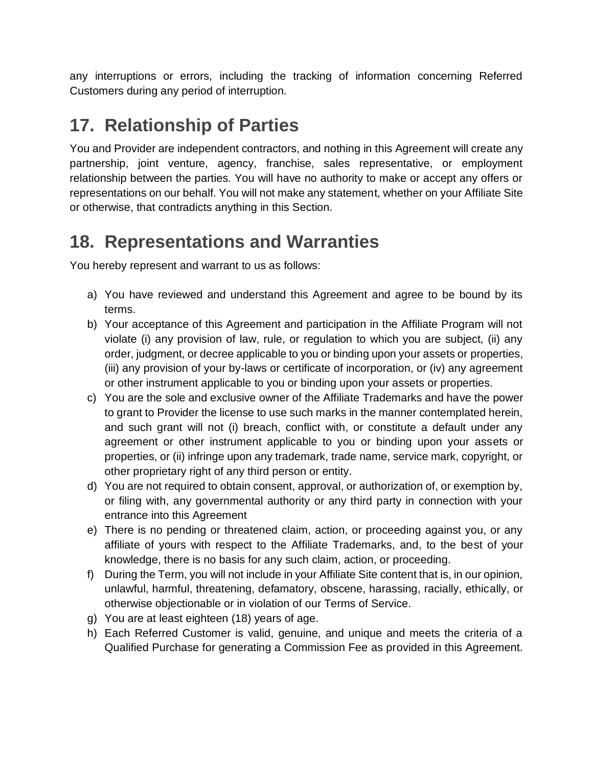any interruptions or errors, including the tracking of information concerning Referred Customers during any period of interruption.

## 17. Relationship of Parties

You and Provider are independent contractors, and nothing in this Agreement will create any partnership, joint venture, agency, franchise, sales representative, or employment relationship between the parties. You will have no authority to make or accept any offers or representations on our behalf. You will not make any statement, whether on your Affiliate Site or otherwise, that contradicts anything in this Section.

## 18. Representations and Warranties

You hereby represent and warrant to us as follows:

a) You have reviewed and understand this Agreement and agree to be bound by its terms.
b) Your acceptance of this Agreement and participation in the Affiliate Program will not violate (i) any provision of law, rule, or regulation to which you are subject, (ii) any order, judgment, or decree applicable to you or binding upon your assets or properties, (iii) any provision of your by-laws or certificate of incorporation, or (iv) any agreement or other instrument applicable to you or binding upon your assets or properties.
c) You are the sole and exclusive owner of the Affiliate Trademarks and have the power to grant to Provider the license to use such marks in the manner contemplated herein, and such grant will not (i) breach, conflict with, or constitute a default under any agreement or other instrument applicable to you or binding upon your assets or properties, or (ii) infringe upon any trademark, trade name, service mark, copyright, or other proprietary right of any third person or entity.
d) You are not required to obtain consent, approval, or authorization of, or exemption by, or filing with, any governmental authority or any third party in connection with your entrance into this Agreement
e) There is no pending or threatened claim, action, or proceeding against you, or any affiliate of yours with respect to the Affiliate Trademarks, and, to the best of your knowledge, there is no basis for any such claim, action, or proceeding.
f) During the Term, you will not include in your Affiliate Site content that is, in our opinion, unlawful, harmful, threatening, defamatory, obscene, harassing, racially, ethically, or otherwise objectionable or in violation of our Terms of Service.
g) You are at least eighteen (18) years of age.
h) Each Referred Customer is valid, genuine, and unique and meets the criteria of a Qualified Purchase for generating a Commission Fee as provided in this Agreement.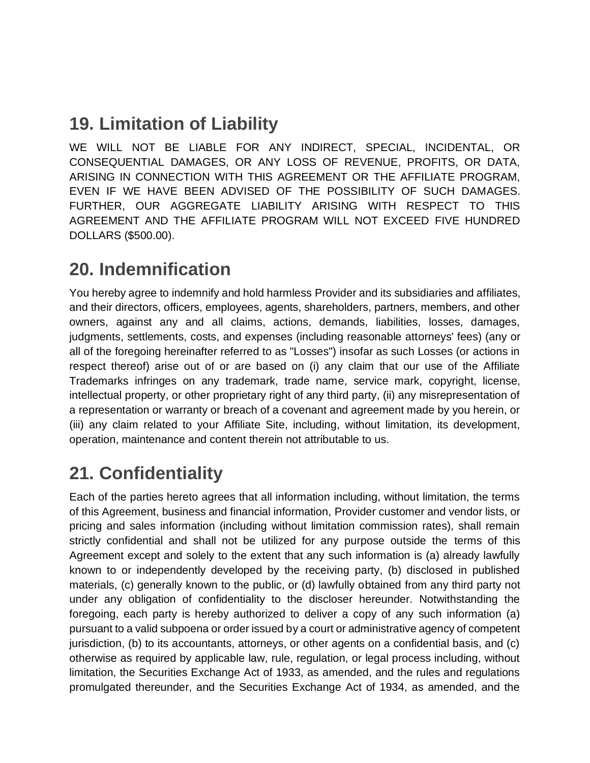## 19. Limitation of Liability

WE WILL NOT BE LIABLE FOR ANY INDIRECT, SPECIAL, INCIDENTAL, OR CONSEQUENTIAL DAMAGES, OR ANY LOSS OF REVENUE, PROFITS, OR DATA, ARISING IN CONNECTION WITH THIS AGREEMENT OR THE AFFILIATE PROGRAM, EVEN IF WE HAVE BEEN ADVISED OF THE POSSIBILITY OF SUCH DAMAGES. FURTHER, OUR AGGREGATE LIABILITY ARISING WITH RESPECT TO THIS AGREEMENT AND THE AFFILIATE PROGRAM WILL NOT EXCEED FIVE HUNDRED DOLLARS ($500.00).

## 20. Indemnification

You hereby agree to indemnify and hold harmless Provider and its subsidiaries and affiliates, and their directors, officers, employees, agents, shareholders, partners, members, and other owners, against any and all claims, actions, demands, liabilities, losses, damages, judgments, settlements, costs, and expenses (including reasonable attorneys' fees) (any or all of the foregoing hereinafter referred to as "Losses") insofar as such Losses (or actions in respect thereof) arise out of or are based on (i) any claim that our use of the Affiliate Trademarks infringes on any trademark, trade name, service mark, copyright, license, intellectual property, or other proprietary right of any third party, (ii) any misrepresentation of a representation or warranty or breach of a covenant and agreement made by you herein, or (iii) any claim related to your Affiliate Site, including, without limitation, its development, operation, maintenance and content therein not attributable to us.

## 21. Confidentiality

Each of the parties hereto agrees that all information including, without limitation, the terms of this Agreement, business and financial information, Provider customer and vendor lists, or pricing and sales information (including without limitation commission rates), shall remain strictly confidential and shall not be utilized for any purpose outside the terms of this Agreement except and solely to the extent that any such information is (a) already lawfully known to or independently developed by the receiving party, (b) disclosed in published materials, (c) generally known to the public, or (d) lawfully obtained from any third party not under any obligation of confidentiality to the discloser hereunder. Notwithstanding the foregoing, each party is hereby authorized to deliver a copy of any such information (a) pursuant to a valid subpoena or order issued by a court or administrative agency of competent jurisdiction, (b) to its accountants, attorneys, or other agents on a confidential basis, and (c) otherwise as required by applicable law, rule, regulation, or legal process including, without limitation, the Securities Exchange Act of 1933, as amended, and the rules and regulations promulgated thereunder, and the Securities Exchange Act of 1934, as amended, and the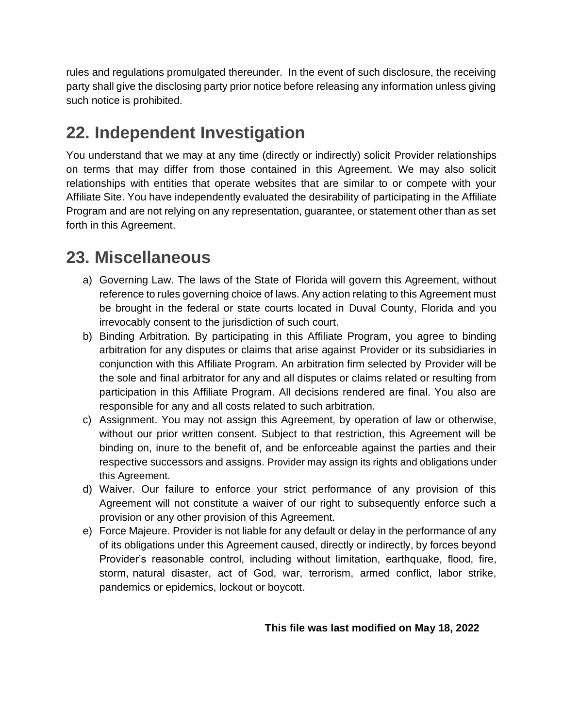rules and regulations promulgated thereunder. In the event of such disclosure, the receiving party shall give the disclosing party prior notice before releasing any information unless giving such notice is prohibited.

## 22. Independent Investigation

You understand that we may at any time (directly or indirectly) solicit Provider relationships on terms that may differ from those contained in this Agreement. We may also solicit relationships with entities that operate websites that are similar to or compete with your Affiliate Site. You have independently evaluated the desirability of participating in the Affiliate Program and are not relying on any representation, guarantee, or statement other than as set forth in this Agreement.

## 23. Miscellaneous

a) Governing Law. The laws of the State of Florida will govern this Agreement, without reference to rules governing choice of laws. Any action relating to this Agreement must be brought in the federal or state courts located in Duval County, Florida and you irrevocably consent to the jurisdiction of such court.

b) Binding Arbitration. By participating in this Affiliate Program, you agree to binding arbitration for any disputes or claims that arise against Provider or its subsidiaries in conjunction with this Affiliate Program. An arbitration firm selected by Provider will be the sole and final arbitrator for any and all disputes or claims related or resulting from participation in this Affiliate Program. All decisions rendered are final. You also are responsible for any and all costs related to such arbitration.

c) Assignment. You may not assign this Agreement, by operation of law or otherwise, without our prior written consent. Subject to that restriction, this Agreement will be binding on, inure to the benefit of, and be enforceable against the parties and their respective successors and assigns. Provider may assign its rights and obligations under this Agreement.

d) Waiver. Our failure to enforce your strict performance of any provision of this Agreement will not constitute a waiver of our right to subsequently enforce such a provision or any other provision of this Agreement.

e) Force Majeure. Provider is not liable for any default or delay in the performance of any of its obligations under this Agreement caused, directly or indirectly, by forces beyond Provider's reasonable control, including without limitation, earthquake, flood, fire, storm, natural disaster, act of God, war, terrorism, armed conflict, labor strike, pandemics or epidemics, lockout or boycott.

**This file was last modified on May 18, 2022**